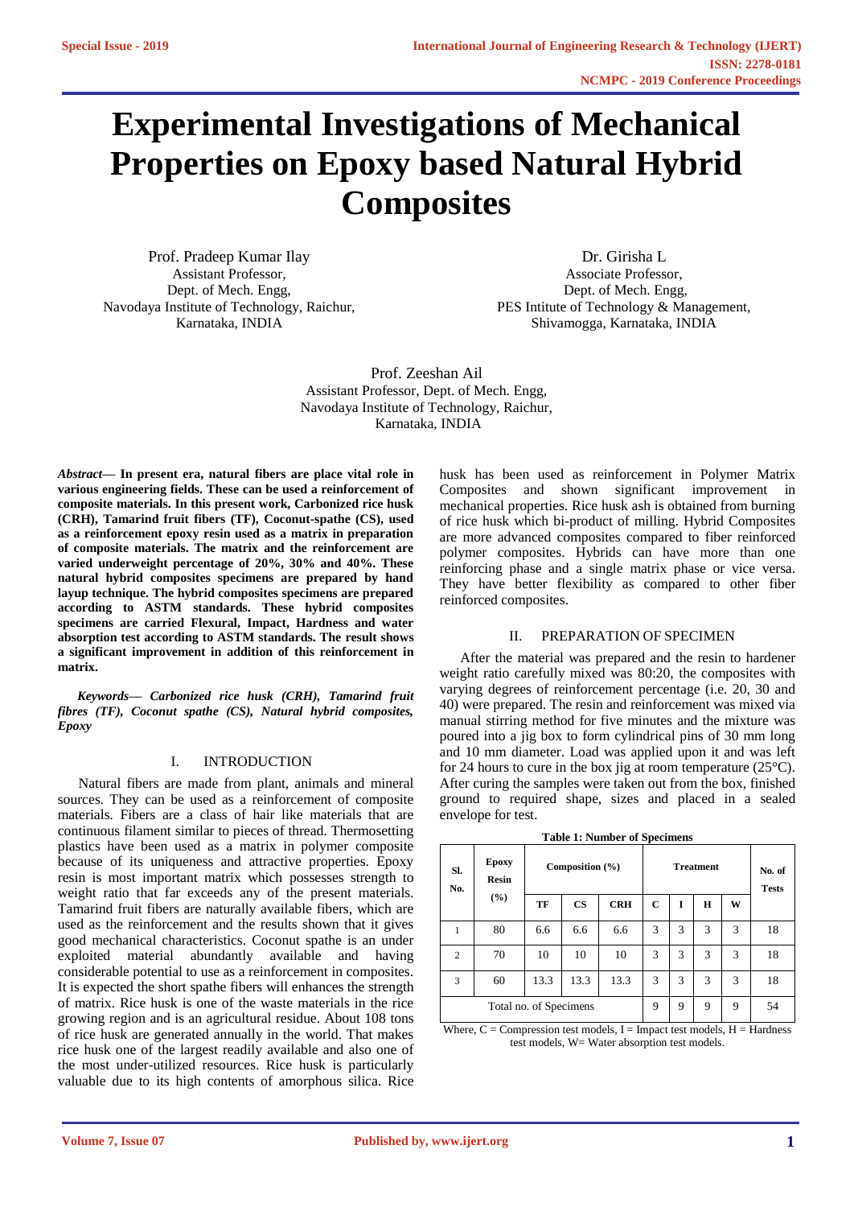# Experimental Investigations of Mechanical Properties on Epoxy based Natural Hybrid Composites

Prof. Pradeep Kumar Ilay
Assistant Professor,
Dept. of Mech. Engg,
Navodaya Institute of Technology, Raichur,
Karnataka, INDIA

Dr. Girisha L
Associate Professor,
Dept. of Mech. Engg,
PES Intitute of Technology & Management,
Shivamogga, Karnataka, INDIA

Prof. Zeeshan Ail
Assistant Professor, Dept. of Mech. Engg,
Navodaya Institute of Technology, Raichur,
Karnataka, INDIA

***Abstract*— In present era, natural fibers are place vital role in various engineering fields. These can be used a reinforcement of composite materials. In this present work, Carbonized rice husk (CRH), Tamarind fruit fibers (TF), Coconut-spathe (CS), used as a reinforcement epoxy resin used as a matrix in preparation of composite materials. The matrix and the reinforcement are varied underweight percentage of 20%, 30% and 40%. These natural hybrid composites specimens are prepared by hand layup technique. The hybrid composites specimens are prepared according to ASTM standards. These hybrid composites specimens are carried Flexural, Impact, Hardness and water absorption test according to ASTM standards. The result shows a significant improvement in addition of this reinforcement in matrix.**

***Keywords— Carbonized rice husk (CRH), Tamarind fruit fibres (TF), Coconut spathe (CS), Natural hybrid composites, Epoxy***

## I. INTRODUCTION

Natural fibers are made from plant, animals and mineral sources. They can be used as a reinforcement of composite materials. Fibers are a class of hair like materials that are continuous filament similar to pieces of thread. Thermosetting plastics have been used as a matrix in polymer composite because of its uniqueness and attractive properties. Epoxy resin is most important matrix which possesses strength to weight ratio that far exceeds any of the present materials. Tamarind fruit fibers are naturally available fibers, which are used as the reinforcement and the results shown that it gives good mechanical characteristics. Coconut spathe is an under exploited material abundantly available and having considerable potential to use as a reinforcement in composites. It is expected the short spathe fibers will enhances the strength of matrix. Rice husk is one of the waste materials in the rice growing region and is an agricultural residue. About 108 tons of rice husk are generated annually in the world. That makes rice husk one of the largest readily available and also one of the most under-utilized resources. Rice husk is particularly valuable due to its high contents of amorphous silica. Rice husk has been used as reinforcement in Polymer Matrix Composites and shown significant improvement in mechanical properties. Rice husk ash is obtained from burning of rice husk which bi-product of milling. Hybrid Composites are more advanced composites compared to fiber reinforced polymer composites. Hybrids can have more than one reinforcing phase and a single matrix phase or vice versa. They have better flexibility as compared to other fiber reinforced composites.

## II. PREPARATION OF SPECIMEN

After the material was prepared and the resin to hardener weight ratio carefully mixed was 80:20, the composites with varying degrees of reinforcement percentage (i.e. 20, 30 and 40) were prepared. The resin and reinforcement was mixed via manual stirring method for five minutes and the mixture was poured into a jig box to form cylindrical pins of 30 mm long and 10 mm diameter. Load was applied upon it and was left for 24 hours to cure in the box jig at room temperature (25°C). After curing the samples were taken out from the box, finished ground to required shape, sizes and placed in a sealed envelope for test.

**Table 1: Number of Specimens**

| Sl. No. | Epoxy Resin (%) | Composition (%) | | | Treatment | | | | No. of Tests |
|---|---|---|---|---|---|---|---|---|---|
| | | TF | CS | CRH | C | I | H | W | |
| 1 | 80 | 6.6 | 6.6 | 6.6 | 3 | 3 | 3 | 3 | 18 |
| 2 | 70 | 10 | 10 | 10 | 3 | 3 | 3 | 3 | 18 |
| 3 | 60 | 13.3 | 13.3 | 13.3 | 3 | 3 | 3 | 3 | 18 |
| Total no. of Specimens | | | | | 9 | 9 | 9 | 9 | 54 |

Where, C = Compression test models, I = Impact test models, H = Hardness test models, W= Water absorption test models.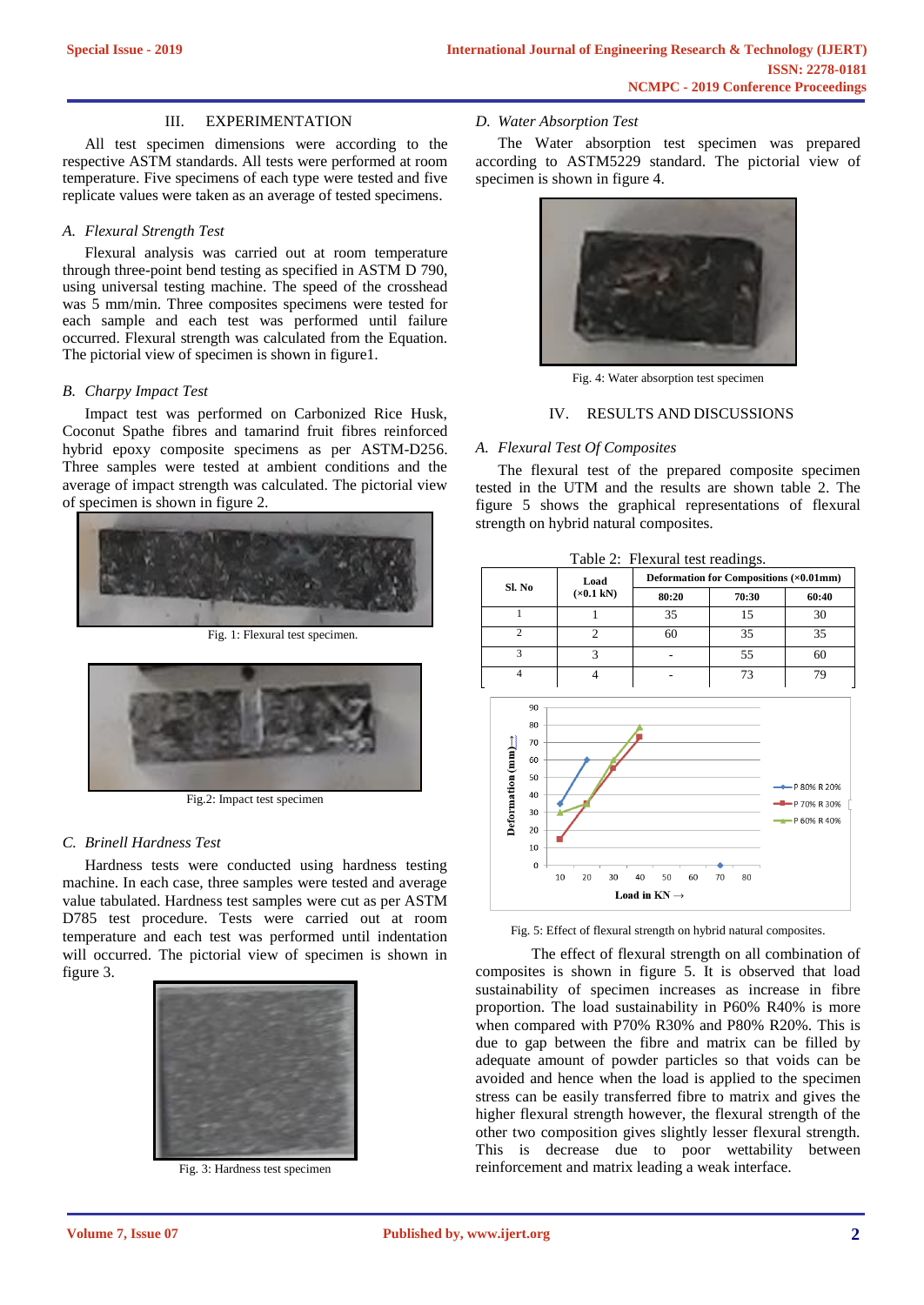## III. EXPERIMENTATION

All test specimen dimensions were according to the respective ASTM standards. All tests were performed at room temperature. Five specimens of each type were tested and five replicate values were taken as an average of tested specimens.

### *A. Flexural Strength Test*

Flexural analysis was carried out at room temperature through three-point bend testing as specified in ASTM D 790, using universal testing machine. The speed of the crosshead was 5 mm/min. Three composites specimens were tested for each sample and each test was performed until failure occurred. Flexural strength was calculated from the Equation. The pictorial view of specimen is shown in figure1.

### *B. Charpy Impact Test*

Impact test was performed on Carbonized Rice Husk, Coconut Spathe fibres and tamarind fruit fibres reinforced hybrid epoxy composite specimens as per ASTM-D256. Three samples were tested at ambient conditions and the average of impact strength was calculated. The pictorial view of specimen is shown in figure 2.

Fig. 1: Flexural test specimen.

Fig.2: Impact test specimen

### *C. Brinell Hardness Test*

Hardness tests were conducted using hardness testing machine. In each case, three samples were tested and average value tabulated. Hardness test samples were cut as per ASTM D785 test procedure. Tests were carried out at room temperature and each test was performed until indentation will occurred. The pictorial view of specimen is shown in figure 3.

Fig. 3: Hardness test specimen

### *D. Water Absorption Test*

The Water absorption test specimen was prepared according to ASTM5229 standard. The pictorial view of specimen is shown in figure 4.

Fig. 4: Water absorption test specimen

## IV. RESULTS AND DISCUSSIONS

### *A. Flexural Test Of Composites*

The flexural test of the prepared composite specimen tested in the UTM and the results are shown table 2. The figure 5 shows the graphical representations of flexural strength on hybrid natural composites.

Table 2: Flexural test readings.

| Sl. No | Load (×0.1 kN) | Deformation for Compositions (×0.01mm) | | |
|---|---|---|---|---|
| | | 80:20 | 70:30 | 60:40 |
| 1 | 1 | 35 | 15 | 30 |
| 2 | 2 | 60 | 35 | 35 |
| 3 | 3 | - | 55 | 60 |
| 4 | 4 | - | 73 | 79 |

Fig. 5: Effect of flexural strength on hybrid natural composites.

The effect of flexural strength on all combination of composites is shown in figure 5. It is observed that load sustainability of specimen increases as increase in fibre proportion. The load sustainability in P60% R40% is more when compared with P70% R30% and P80% R20%. This is due to gap between the fibre and matrix can be filled by adequate amount of powder particles so that voids can be avoided and hence when the load is applied to the specimen stress can be easily transferred fibre to matrix and gives the higher flexural strength however, the flexural strength of the other two composition gives slightly lesser flexural strength. This is decrease due to poor wettability between reinforcement and matrix leading a weak interface.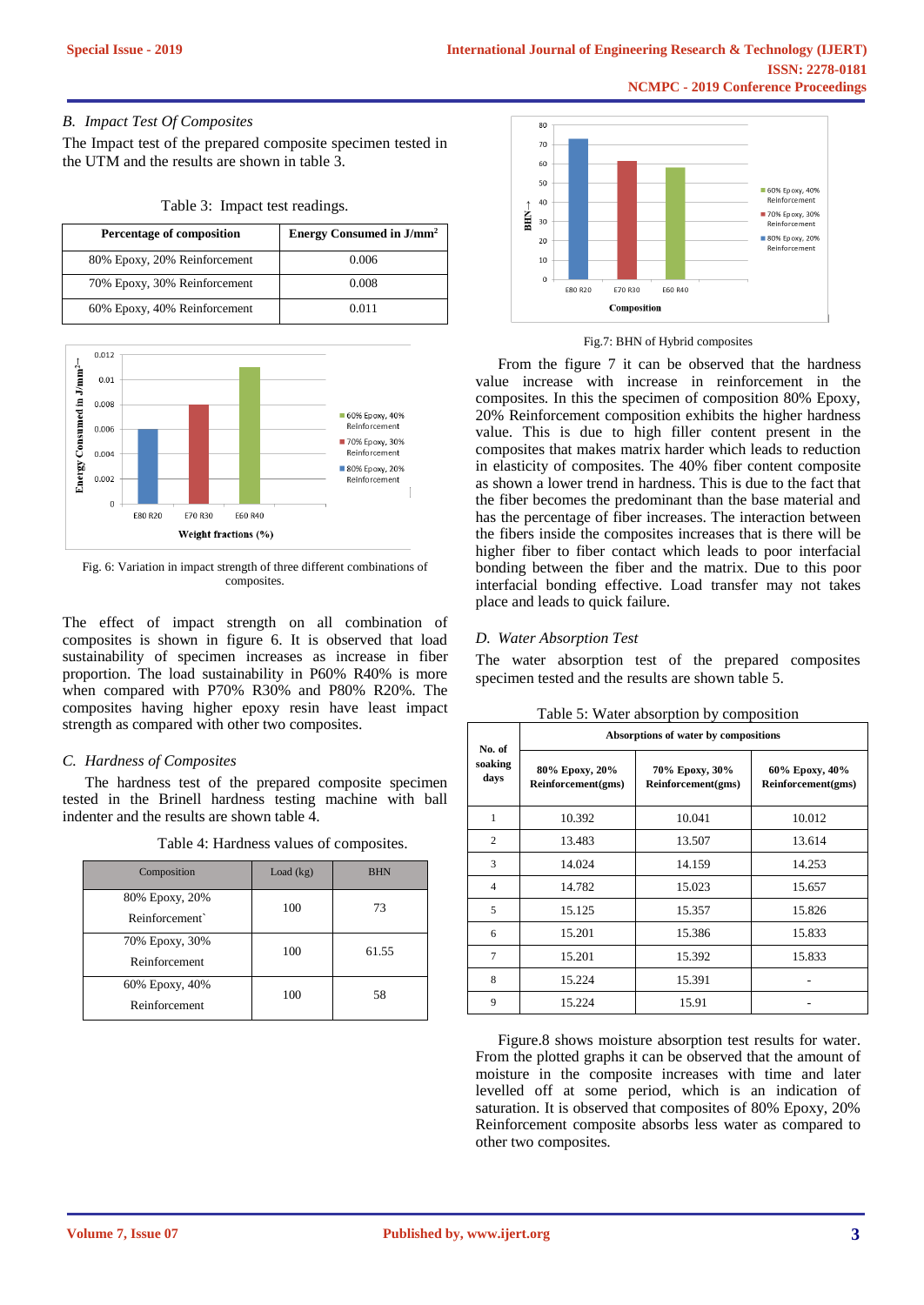### B. Impact Test Of Composites

The Impact test of the prepared composite specimen tested in the UTM and the results are shown in table 3.

Table 3: Impact test readings.

| Percentage of composition | Energy Consumed in J/mm$^2$ |
|---|---|
| 80% Epoxy, 20% Reinforcement | 0.006 |
| 70% Epoxy, 30% Reinforcement | 0.008 |
| 60% Epoxy, 40% Reinforcement | 0.011 |

Fig. 6: Variation in impact strength of three different combinations of composites.

The effect of impact strength on all combination of composites is shown in figure 6. It is observed that load sustainability of specimen increases as increase in fiber proportion. The load sustainability in P60% R40% is more when compared with P70% R30% and P80% R20%. The composites having higher epoxy resin have least impact strength as compared with other two composites.

### C. Hardness of Composites

The hardness test of the prepared composite specimen tested in the Brinell hardness testing machine with ball indenter and the results are shown table 4.

Table 4: Hardness values of composites.

| Composition | Load (kg) | BHN |
|---|---|---|
| 80% Epoxy, 20% Reinforcement` | 100 | 73 |
| 70% Epoxy, 30% Reinforcement | 100 | 61.55 |
| 60% Epoxy, 40% Reinforcement | 100 | 58 |

Fig.7: BHN of Hybrid composites

From the figure 7 it can be observed that the hardness value increase with increase in reinforcement in the composites. In this the specimen of composition 80% Epoxy, 20% Reinforcement composition exhibits the higher hardness value. This is due to high filler content present in the composites that makes matrix harder which leads to reduction in elasticity of composites. The 40% fiber content composite as shown a lower trend in hardness. This is due to the fact that the fiber becomes the predominant than the base material and has the percentage of fiber increases. The interaction between the fibers inside the composites increases that is there will be higher fiber to fiber contact which leads to poor interfacial bonding between the fiber and the matrix. Due to this poor interfacial bonding effective. Load transfer may not takes place and leads to quick failure.

### D. Water Absorption Test

The water absorption test of the prepared composites specimen tested and the results are shown table 5.

Table 5: Water absorption by composition

| No. of soaking days | Absorptions of water by compositions | | |
|---|---|---|---|
| | 80% Epoxy, 20% Reinforcement(gms) | 70% Epoxy, 30% Reinforcement(gms) | 60% Epoxy, 40% Reinforcement(gms) |
| 1 | 10.392 | 10.041 | 10.012 |
| 2 | 13.483 | 13.507 | 13.614 |
| 3 | 14.024 | 14.159 | 14.253 |
| 4 | 14.782 | 15.023 | 15.657 |
| 5 | 15.125 | 15.357 | 15.826 |
| 6 | 15.201 | 15.386 | 15.833 |
| 7 | 15.201 | 15.392 | 15.833 |
| 8 | 15.224 | 15.391 | - |
| 9 | 15.224 | 15.91 | - |

Figure.8 shows moisture absorption test results for water. From the plotted graphs it can be observed that the amount of moisture in the composite increases with time and later levelled off at some period, which is an indication of saturation. It is observed that composites of 80% Epoxy, 20% Reinforcement composite absorbs less water as compared to other two composites.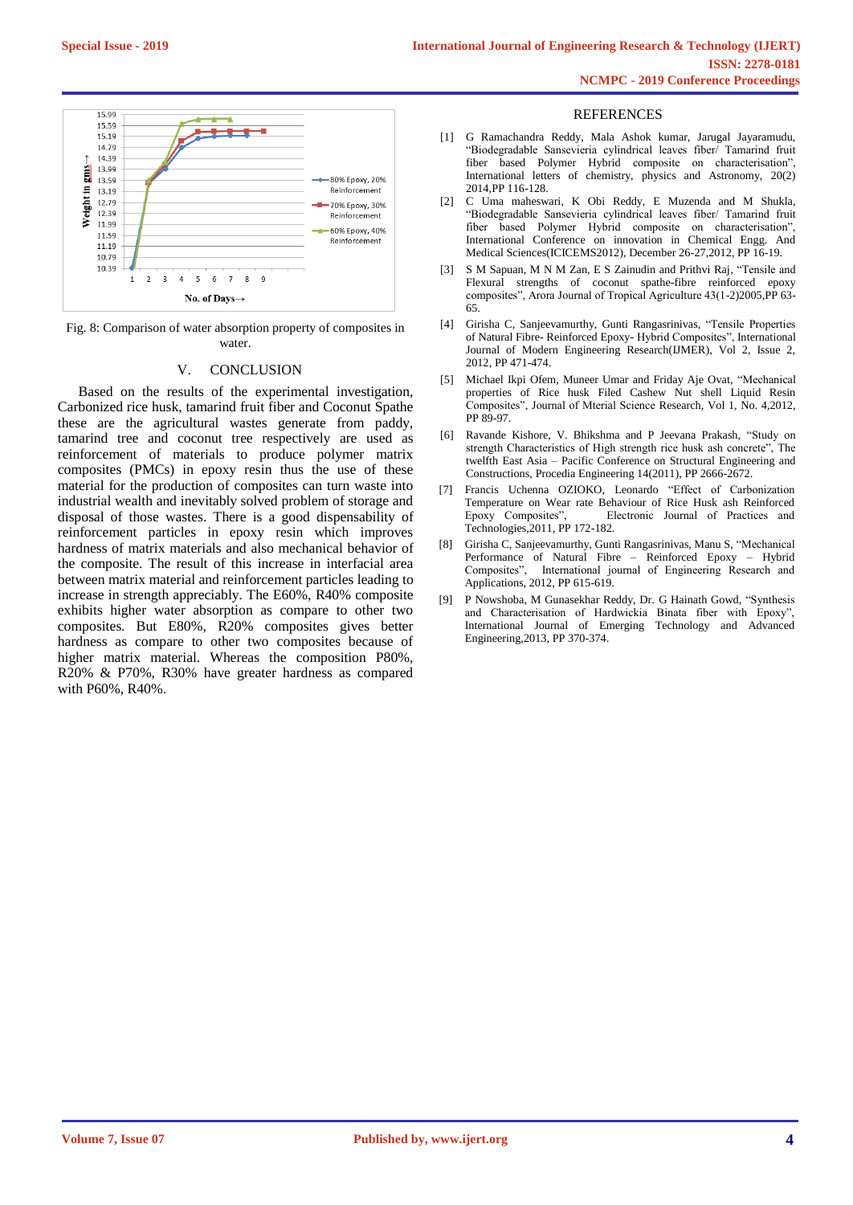15.99
15.59
15.19
14.79
14.39
13.99
13.59
13.19
12.79
12.39
11.99
11.59
11.19
10.79
10.39

Weight in gms→

1 2 3 4 5 6 7 8 9

No. of Days→

80% Epoxy, 20% Reinforcement

70% Epoxy, 30% Reinforcement

60% Epoxy, 40% Reinforcement

Fig. 8: Comparison of water absorption property of composites in water.

## V. CONCLUSION

Based on the results of the experimental investigation, Carbonized rice husk, tamarind fruit fiber and Coconut Spathe these are the agricultural wastes generate from paddy, tamarind tree and coconut tree respectively are used as reinforcement of materials to produce polymer matrix composites (PMCs) in epoxy resin thus the use of these material for the production of composites can turn waste into industrial wealth and inevitably solved problem of storage and disposal of those wastes. There is a good dispensability of reinforcement particles in epoxy resin which improves hardness of matrix materials and also mechanical behavior of the composite. The result of this increase in interfacial area between matrix material and reinforcement particles leading to increase in strength appreciably. The E60%, R40% composite exhibits higher water absorption as compare to other two composites. But E80%, R20% composites gives better hardness as compare to other two composites because of higher matrix material. Whereas the composition P80%, R20% & P70%, R30% have greater hardness as compared with P60%, R40%.

## REFERENCES

[1] G Ramachandra Reddy, Mala Ashok kumar, Jarugal Jayaramudu, "Biodegradable Sansevieria cylindrical leaves fiber/ Tamarind fruit fiber based Polymer Hybrid composite on characterisation", International letters of chemistry, physics and Astronomy, 20(2) 2014,PP 116-128.

[2] C Uma maheswari, K Obi Reddy, E Muzenda and M Shukla, "Biodegradable Sansevieria cylindrical leaves fiber/ Tamarind fruit fiber based Polymer Hybrid composite on characterisation", International Conference on innovation in Chemical Engg. And Medical Sciences(ICICEMS2012), December 26-27,2012, PP 16-19.

[3] S M Sapuan, M N M Zan, E S Zainudin and Prithvi Raj, "Tensile and Flexural strengths of coconut spathe-fibre reinforced epoxy composites", Arora Journal of Tropical Agriculture 43(1-2)2005,PP 63-65.

[4] Girisha C, Sanjeevamurthy, Gunti Rangasrinivas, "Tensile Properties of Natural Fibre- Reinforced Epoxy- Hybrid Composites", International Journal of Modern Engineering Research(IJMER), Vol 2, Issue 2, 2012, PP 471-474.

[5] Michael Ikpi Ofem, Muneer Umar and Friday Aje Ovat, "Mechanical properties of Rice husk Filed Cashew Nut shell Liquid Resin Composites", Journal of Mterial Science Research, Vol 1, No. 4,2012, PP 89-97.

[6] Ravande Kishore, V. Bhikshma and P Jeevana Prakash, "Study on strength Characteristics of High strength rice husk ash concrete", The twelfth East Asia – Pacific Conference on Structural Engineering and Constructions, Procedia Engineering 14(2011), PP 2666-2672.

[7] Francis Uchenna OZIOKO, Leonardo "Effect of Carbonization Temperature on Wear rate Behaviour of Rice Husk ash Reinforced Epoxy Composites", Electronic Journal of Practices and Technologies,2011, PP 172-182.

[8] Girisha C, Sanjeevamurthy, Gunti Rangasrinivas, Manu S, "Mechanical Performance of Natural Fibre – Reinforced Epoxy – Hybrid Composites", International journal of Engineering Research and Applications, 2012, PP 615-619.

[9] P Nowshoba, M Gunasekhar Reddy, Dr. G Hainath Gowd, "Synthesis and Characterisation of Hardwickia Binata fiber with Epoxy", International Journal of Emerging Technology and Advanced Engineering,2013, PP 370-374.